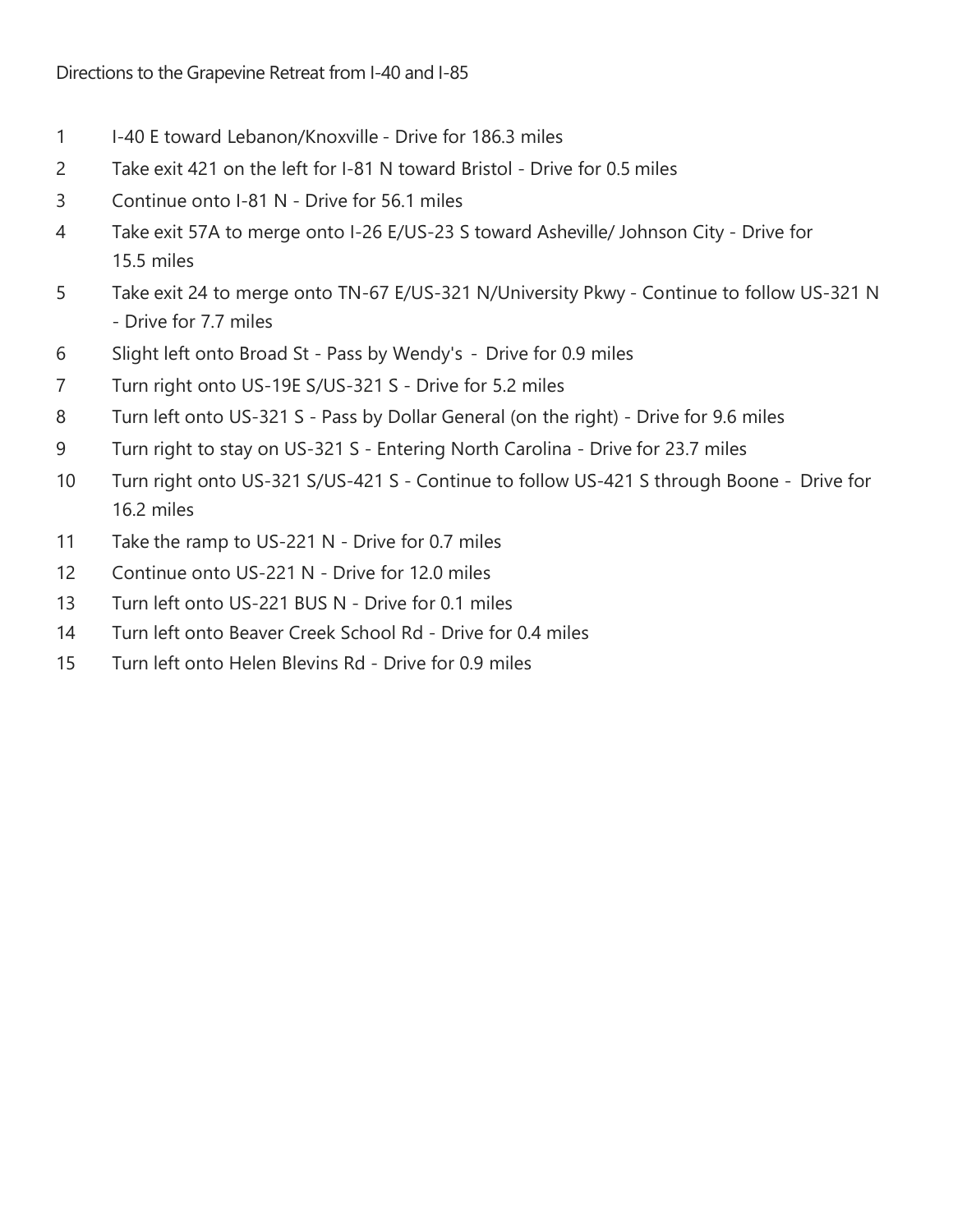Directions to the Grapevine Retreat from I-40 and I-85

1. I-40 E toward Lebanon/Knoxville - Drive for 186.3 miles
2. Take exit 421 on the left for I-81 N toward Bristol - Drive for 0.5 miles
3. Continue onto I-81 N - Drive for 56.1 miles
4. Take exit 57A to merge onto I-26 E/US-23 S toward Asheville/ Johnson City - Drive for 15.5 miles
5. Take exit 24 to merge onto TN-67 E/US-321 N/University Pkwy - Continue to follow US-321 N - Drive for 7.7 miles
6. Slight left onto Broad St - Pass by Wendy's - Drive for 0.9 miles
7. Turn right onto US-19E S/US-321 S - Drive for 5.2 miles
8. Turn left onto US-321 S - Pass by Dollar General (on the right) - Drive for 9.6 miles
9. Turn right to stay on US-321 S - Entering North Carolina - Drive for 23.7 miles
10. Turn right onto US-321 S/US-421 S - Continue to follow US-421 S through Boone - Drive for 16.2 miles
11. Take the ramp to US-221 N - Drive for 0.7 miles
12. Continue onto US-221 N - Drive for 12.0 miles
13. Turn left onto US-221 BUS N - Drive for 0.1 miles
14. Turn left onto Beaver Creek School Rd - Drive for 0.4 miles
15. Turn left onto Helen Blevins Rd - Drive for 0.9 miles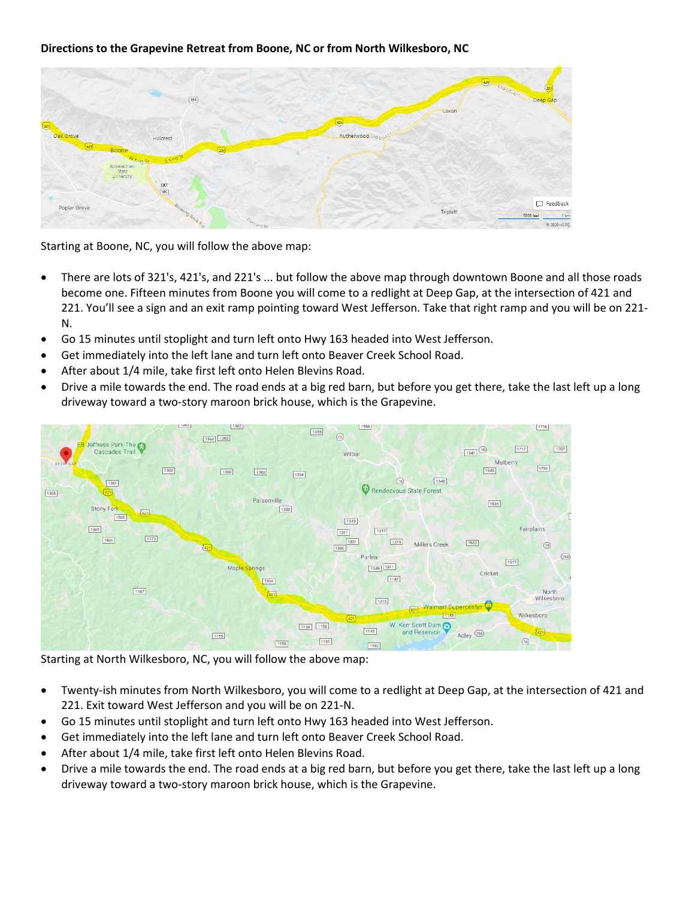**Directions to the Grapevine Retreat from Boone, NC or from North Wilkesboro, NC**

Starting at Boone, NC, you will follow the above map:

- There are lots of 321's, 421's, and 221's ... but follow the above map through downtown Boone and all those roads become one. Fifteen minutes from Boone you will come to a redlight at Deep Gap, at the intersection of 421 and 221. You'll see a sign and an exit ramp pointing toward West Jefferson. Take that right ramp and you will be on 221-N.
- Go 15 minutes until stoplight and turn left onto Hwy 163 headed into West Jefferson.
- Get immediately into the left lane and turn left onto Beaver Creek School Road.
- After about 1/4 mile, take first left onto Helen Blevins Road.
- Drive a mile towards the end. The road ends at a big red barn, but before you get there, take the last left up a long driveway toward a two-story maroon brick house, which is the Grapevine.

Starting at North Wilkesboro, NC, you will follow the above map:

- Twenty-ish minutes from North Wilkesboro, you will come to a redlight at Deep Gap, at the intersection of 421 and 221. Exit toward West Jefferson and you will be on 221-N.
- Go 15 minutes until stoplight and turn left onto Hwy 163 headed into West Jefferson.
- Get immediately into the left lane and turn left onto Beaver Creek School Road.
- After about 1/4 mile, take first left onto Helen Blevins Road.
- Drive a mile towards the end. The road ends at a big red barn, but before you get there, take the last left up a long driveway toward a two-story maroon brick house, which is the Grapevine.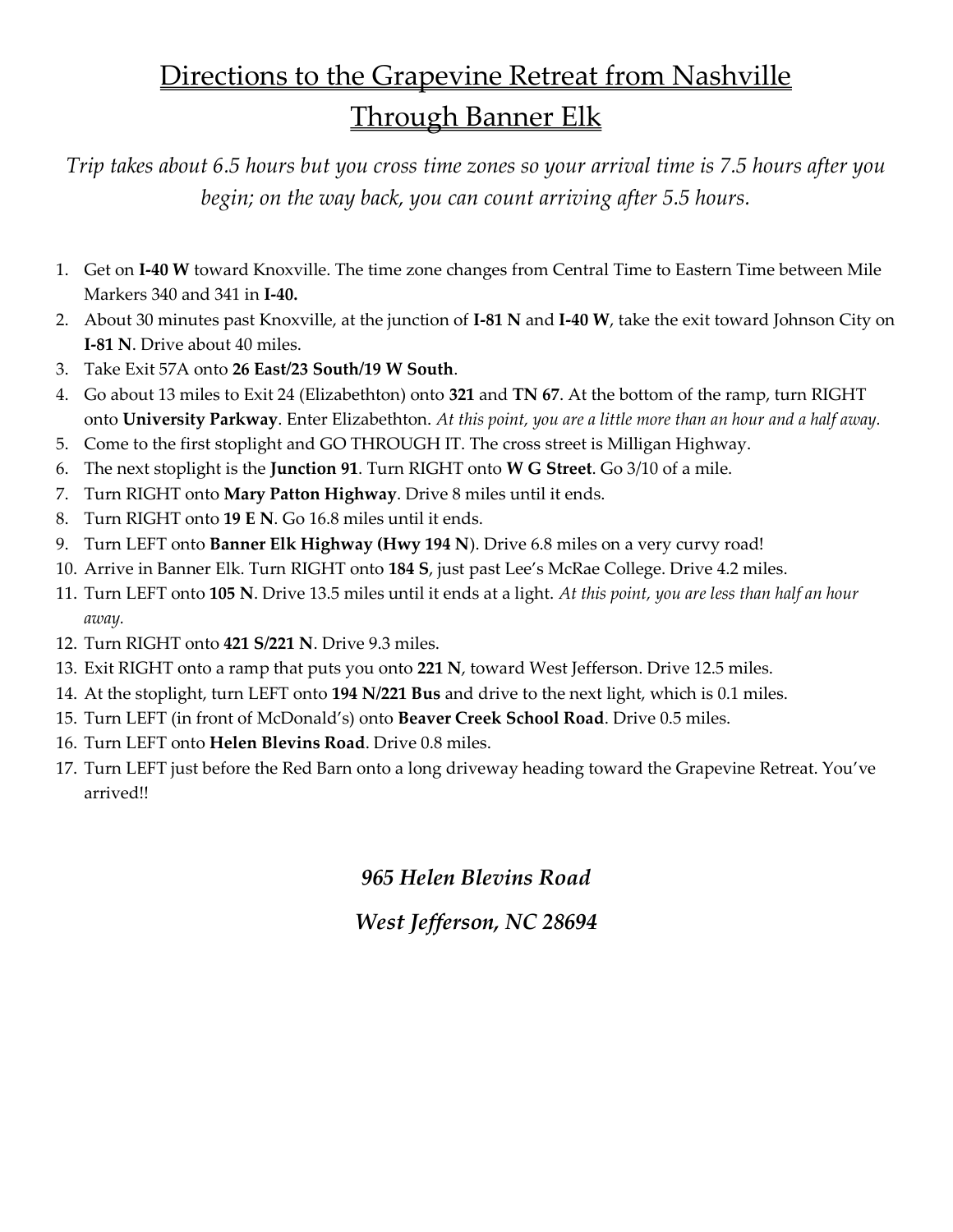# Directions to the Grapevine Retreat from Nashville Through Banner Elk

*Trip takes about 6.5 hours but you cross time zones so your arrival time is 7.5 hours after you begin; on the way back, you can count arriving after 5.5 hours.*

1. Get on **I-40 W** toward Knoxville. The time zone changes from Central Time to Eastern Time between Mile Markers 340 and 341 in **I-40.**
2. About 30 minutes past Knoxville, at the junction of **I-81 N** and **I-40 W**, take the exit toward Johnson City on **I-81 N**. Drive about 40 miles.
3. Take Exit 57A onto **26 East/23 South/19 W South**.
4. Go about 13 miles to Exit 24 (Elizabethton) onto **321** and **TN 67**. At the bottom of the ramp, turn RIGHT onto **University Parkway**. Enter Elizabethton. *At this point, you are a little more than an hour and a half away.*
5. Come to the first stoplight and GO THROUGH IT. The cross street is Milligan Highway.
6. The next stoplight is the **Junction 91**. Turn RIGHT onto **W G Street**. Go 3/10 of a mile.
7. Turn RIGHT onto **Mary Patton Highway**. Drive 8 miles until it ends.
8. Turn RIGHT onto **19 E N**. Go 16.8 miles until it ends.
9. Turn LEFT onto **Banner Elk Highway (Hwy 194 N**). Drive 6.8 miles on a very curvy road!
10. Arrive in Banner Elk. Turn RIGHT onto **184 S**, just past Lee's McRae College. Drive 4.2 miles.
11. Turn LEFT onto **105 N**. Drive 13.5 miles until it ends at a light. *At this point, you are less than half an hour away.*
12. Turn RIGHT onto **421 S/221 N**. Drive 9.3 miles.
13. Exit RIGHT onto a ramp that puts you onto **221 N**, toward West Jefferson. Drive 12.5 miles.
14. At the stoplight, turn LEFT onto **194 N/221 Bus** and drive to the next light, which is 0.1 miles.
15. Turn LEFT (in front of McDonald's) onto **Beaver Creek School Road**. Drive 0.5 miles.
16. Turn LEFT onto **Helen Blevins Road**. Drive 0.8 miles.
17. Turn LEFT just before the Red Barn onto a long driveway heading toward the Grapevine Retreat. You've arrived!!

***965 Helen Blevins Road***

***West Jefferson, NC 28694***